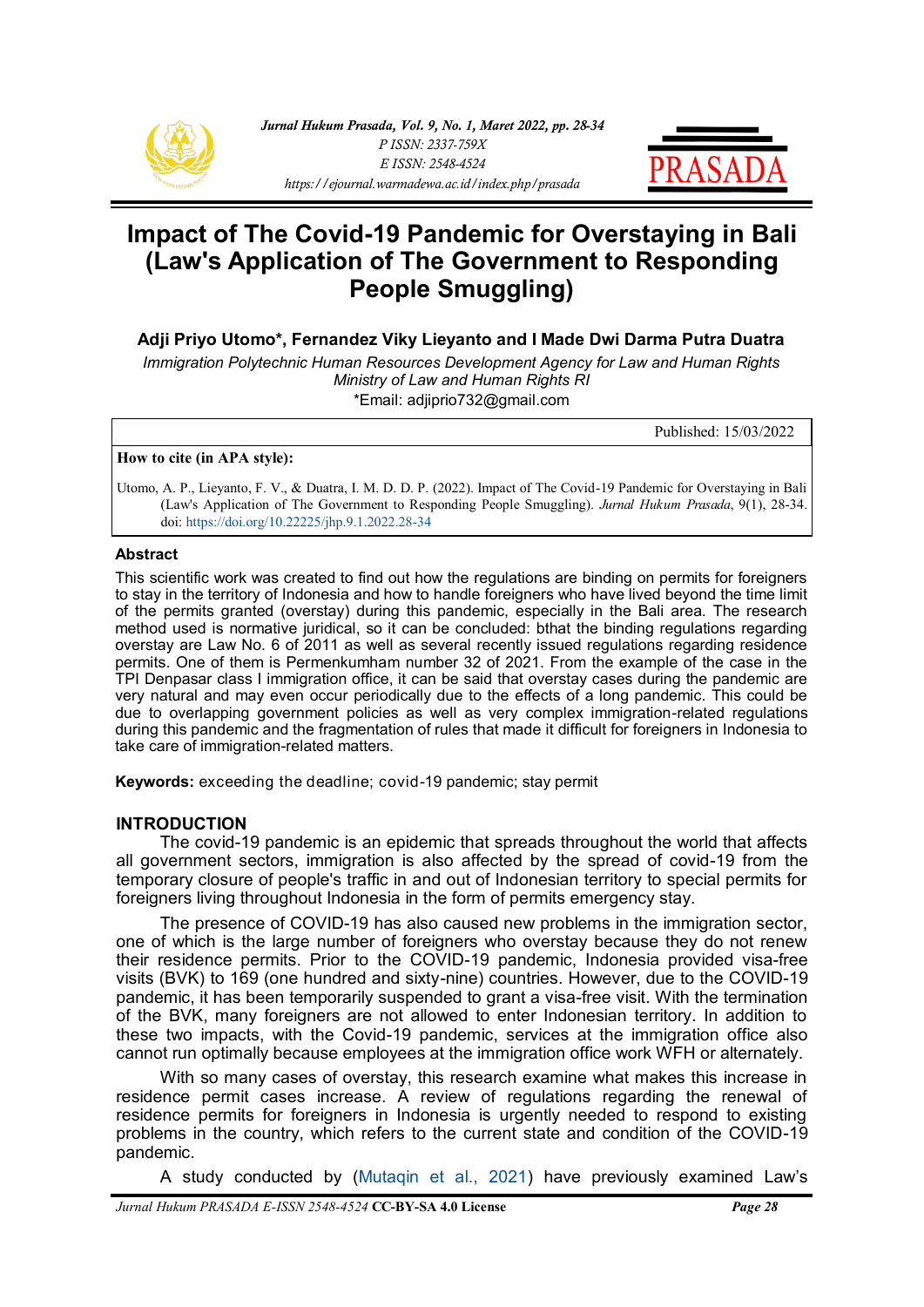# Impact of The Covid-19 Pandemic for Overstaying in Bali (Law's Application of The Government to Responding People Smuggling)

**Adji Priyo Utomo*, Fernandez Viky Lieyanto and I Made Dwi Darma Putra Duatra**

*Immigration Polytechnic Human Resources Development Agency for Law and Human Rights Ministry of Law and Human Rights RI*

*Email: adjiprio732@gmail.com

Published: 15/03/2022

**How to cite (in APA style):**

Utomo, A. P., Lieyanto, F. V., & Duatra, I. M. D. D. P. (2022). Impact of The Covid-19 Pandemic for Overstaying in Bali (Law's Application of The Government to Responding People Smuggling). *Jurnal Hukum Prasada*, 9(1), 28-34. doi: https://doi.org/10.22225/jhp.9.1.2022.28-34

## Abstract

This scientific work was created to find out how the regulations are binding on permits for foreigners to stay in the territory of Indonesia and how to handle foreigners who have lived beyond the time limit of the permits granted (overstay) during this pandemic, especially in the Bali area. The research method used is normative juridical, so it can be concluded: bthat the binding regulations regarding overstay are Law No. 6 of 2011 as well as several recently issued regulations regarding residence permits. One of them is Permenkumham number 32 of 2021. From the example of the case in the TPI Denpasar class I immigration office, it can be said that overstay cases during the pandemic are very natural and may even occur periodically due to the effects of a long pandemic. This could be due to overlapping government policies as well as very complex immigration-related regulations during this pandemic and the fragmentation of rules that made it difficult for foreigners in Indonesia to take care of immigration-related matters.

**Keywords:** exceeding the deadline; covid-19 pandemic; stay permit

## INTRODUCTION

The covid-19 pandemic is an epidemic that spreads throughout the world that affects all government sectors, immigration is also affected by the spread of covid-19 from the temporary closure of people's traffic in and out of Indonesian territory to special permits for foreigners living throughout Indonesia in the form of permits emergency stay.

The presence of COVID-19 has also caused new problems in the immigration sector, one of which is the large number of foreigners who overstay because they do not renew their residence permits. Prior to the COVID-19 pandemic, Indonesia provided visa-free visits (BVK) to 169 (one hundred and sixty-nine) countries. However, due to the COVID-19 pandemic, it has been temporarily suspended to grant a visa-free visit. With the termination of the BVK, many foreigners are not allowed to enter Indonesian territory. In addition to these two impacts, with the Covid-19 pandemic, services at the immigration office also cannot run optimally because employees at the immigration office work WFH or alternately.

With so many cases of overstay, this research examine what makes this increase in residence permit cases increase. A review of regulations regarding the renewal of residence permits for foreigners in Indonesia is urgently needed to respond to existing problems in the country, which refers to the current state and condition of the COVID-19 pandemic.

A study conducted by (Mutaqin et al., 2021) have previously examined Law's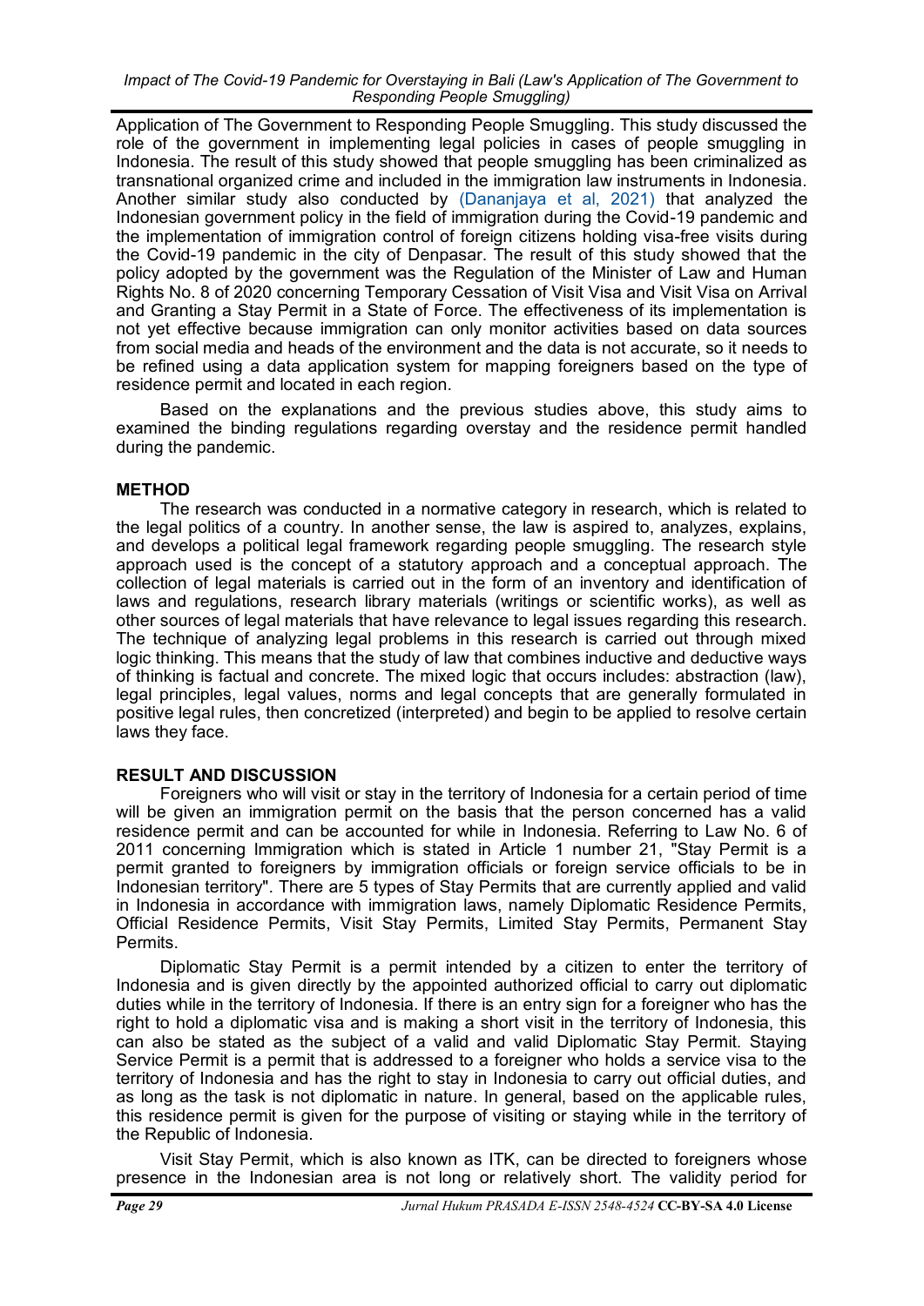Application of The Government to Responding People Smuggling. This study discussed the role of the government in implementing legal policies in cases of people smuggling in Indonesia. The result of this study showed that people smuggling has been criminalized as transnational organized crime and included in the immigration law instruments in Indonesia. Another similar study also conducted by (Dananjaya et al, 2021) that analyzed the Indonesian government policy in the field of immigration during the Covid-19 pandemic and the implementation of immigration control of foreign citizens holding visa-free visits during the Covid-19 pandemic in the city of Denpasar. The result of this study showed that the policy adopted by the government was the Regulation of the Minister of Law and Human Rights No. 8 of 2020 concerning Temporary Cessation of Visit Visa and Visit Visa on Arrival and Granting a Stay Permit in a State of Force. The effectiveness of its implementation is not yet effective because immigration can only monitor activities based on data sources from social media and heads of the environment and the data is not accurate, so it needs to be refined using a data application system for mapping foreigners based on the type of residence permit and located in each region.

Based on the explanations and the previous studies above, this study aims to examined the binding regulations regarding overstay and the residence permit handled during the pandemic.

## METHOD

The research was conducted in a normative category in research, which is related to the legal politics of a country. In another sense, the law is aspired to, analyzes, explains, and develops a political legal framework regarding people smuggling. The research style approach used is the concept of a statutory approach and a conceptual approach. The collection of legal materials is carried out in the form of an inventory and identification of laws and regulations, research library materials (writings or scientific works), as well as other sources of legal materials that have relevance to legal issues regarding this research. The technique of analyzing legal problems in this research is carried out through mixed logic thinking. This means that the study of law that combines inductive and deductive ways of thinking is factual and concrete. The mixed logic that occurs includes: abstraction (law), legal principles, legal values, norms and legal concepts that are generally formulated in positive legal rules, then concretized (interpreted) and begin to be applied to resolve certain laws they face.

## RESULT AND DISCUSSION

Foreigners who will visit or stay in the territory of Indonesia for a certain period of time will be given an immigration permit on the basis that the person concerned has a valid residence permit and can be accounted for while in Indonesia. Referring to Law No. 6 of 2011 concerning Immigration which is stated in Article 1 number 21, "Stay Permit is a permit granted to foreigners by immigration officials or foreign service officials to be in Indonesian territory". There are 5 types of Stay Permits that are currently applied and valid in Indonesia in accordance with immigration laws, namely Diplomatic Residence Permits, Official Residence Permits, Visit Stay Permits, Limited Stay Permits, Permanent Stay Permits.

Diplomatic Stay Permit is a permit intended by a citizen to enter the territory of Indonesia and is given directly by the appointed authorized official to carry out diplomatic duties while in the territory of Indonesia. If there is an entry sign for a foreigner who has the right to hold a diplomatic visa and is making a short visit in the territory of Indonesia, this can also be stated as the subject of a valid and valid Diplomatic Stay Permit. Staying Service Permit is a permit that is addressed to a foreigner who holds a service visa to the territory of Indonesia and has the right to stay in Indonesia to carry out official duties, and as long as the task is not diplomatic in nature. In general, based on the applicable rules, this residence permit is given for the purpose of visiting or staying while in the territory of the Republic of Indonesia.

Visit Stay Permit, which is also known as ITK, can be directed to foreigners whose presence in the Indonesian area is not long or relatively short. The validity period for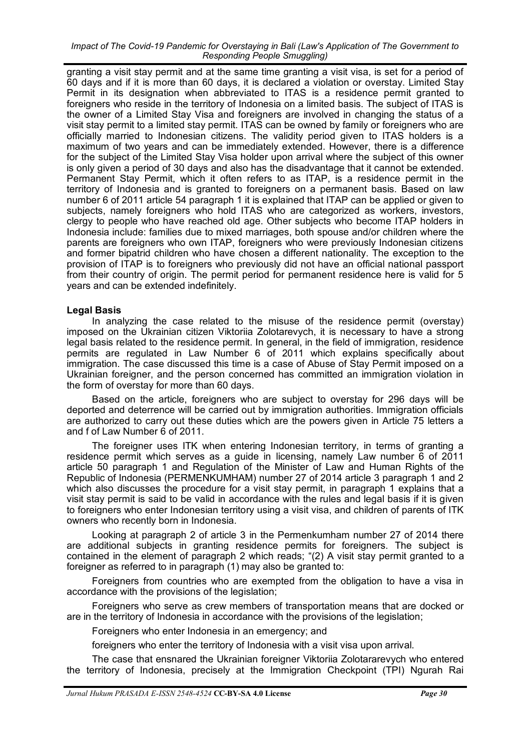granting a visit stay permit and at the same time granting a visit visa, is set for a period of 60 days and if it is more than 60 days, it is declared a violation or overstay. Limited Stay Permit in its designation when abbreviated to ITAS is a residence permit granted to foreigners who reside in the territory of Indonesia on a limited basis. The subject of ITAS is the owner of a Limited Stay Visa and foreigners are involved in changing the status of a visit stay permit to a limited stay permit. ITAS can be owned by family or foreigners who are officially married to Indonesian citizens. The validity period given to ITAS holders is a maximum of two years and can be immediately extended. However, there is a difference for the subject of the Limited Stay Visa holder upon arrival where the subject of this owner is only given a period of 30 days and also has the disadvantage that it cannot be extended. Permanent Stay Permit, which it often refers to as ITAP, is a residence permit in the territory of Indonesia and is granted to foreigners on a permanent basis. Based on law number 6 of 2011 article 54 paragraph 1 it is explained that ITAP can be applied or given to subjects, namely foreigners who hold ITAS who are categorized as workers, investors, clergy to people who have reached old age. Other subjects who become ITAP holders in Indonesia include: families due to mixed marriages, both spouse and/or children where the parents are foreigners who own ITAP, foreigners who were previously Indonesian citizens and former bipatrid children who have chosen a different nationality. The exception to the provision of ITAP is to foreigners who previously did not have an official national passport from their country of origin. The permit period for permanent residence here is valid for 5 years and can be extended indefinitely.

**Legal Basis**

In analyzing the case related to the misuse of the residence permit (overstay) imposed on the Ukrainian citizen Viktoriia Zolotarevych, it is necessary to have a strong legal basis related to the residence permit. In general, in the field of immigration, residence permits are regulated in Law Number 6 of 2011 which explains specifically about immigration. The case discussed this time is a case of Abuse of Stay Permit imposed on a Ukrainian foreigner, and the person concerned has committed an immigration violation in the form of overstay for more than 60 days.

Based on the article, foreigners who are subject to overstay for 296 days will be deported and deterrence will be carried out by immigration authorities. Immigration officials are authorized to carry out these duties which are the powers given in Article 75 letters a and f of Law Number 6 of 2011.

The foreigner uses ITK when entering Indonesian territory, in terms of granting a residence permit which serves as a guide in licensing, namely Law number 6 of 2011 article 50 paragraph 1 and Regulation of the Minister of Law and Human Rights of the Republic of Indonesia (PERMENKUMHAM) number 27 of 2014 article 3 paragraph 1 and 2 which also discusses the procedure for a visit stay permit, in paragraph 1 explains that a visit stay permit is said to be valid in accordance with the rules and legal basis if it is given to foreigners who enter Indonesian territory using a visit visa, and children of parents of ITK owners who recently born in Indonesia.

Looking at paragraph 2 of article 3 in the Permenkumham number 27 of 2014 there are additional subjects in granting residence permits for foreigners. The subject is contained in the element of paragraph 2 which reads; "(2) A visit stay permit granted to a foreigner as referred to in paragraph (1) may also be granted to:

Foreigners from countries who are exempted from the obligation to have a visa in accordance with the provisions of the legislation;

Foreigners who serve as crew members of transportation means that are docked or are in the territory of Indonesia in accordance with the provisions of the legislation;

Foreigners who enter Indonesia in an emergency; and

foreigners who enter the territory of Indonesia with a visit visa upon arrival.

The case that ensnared the Ukrainian foreigner Viktoriia Zolotararevych who entered the territory of Indonesia, precisely at the Immigration Checkpoint (TPI) Ngurah Rai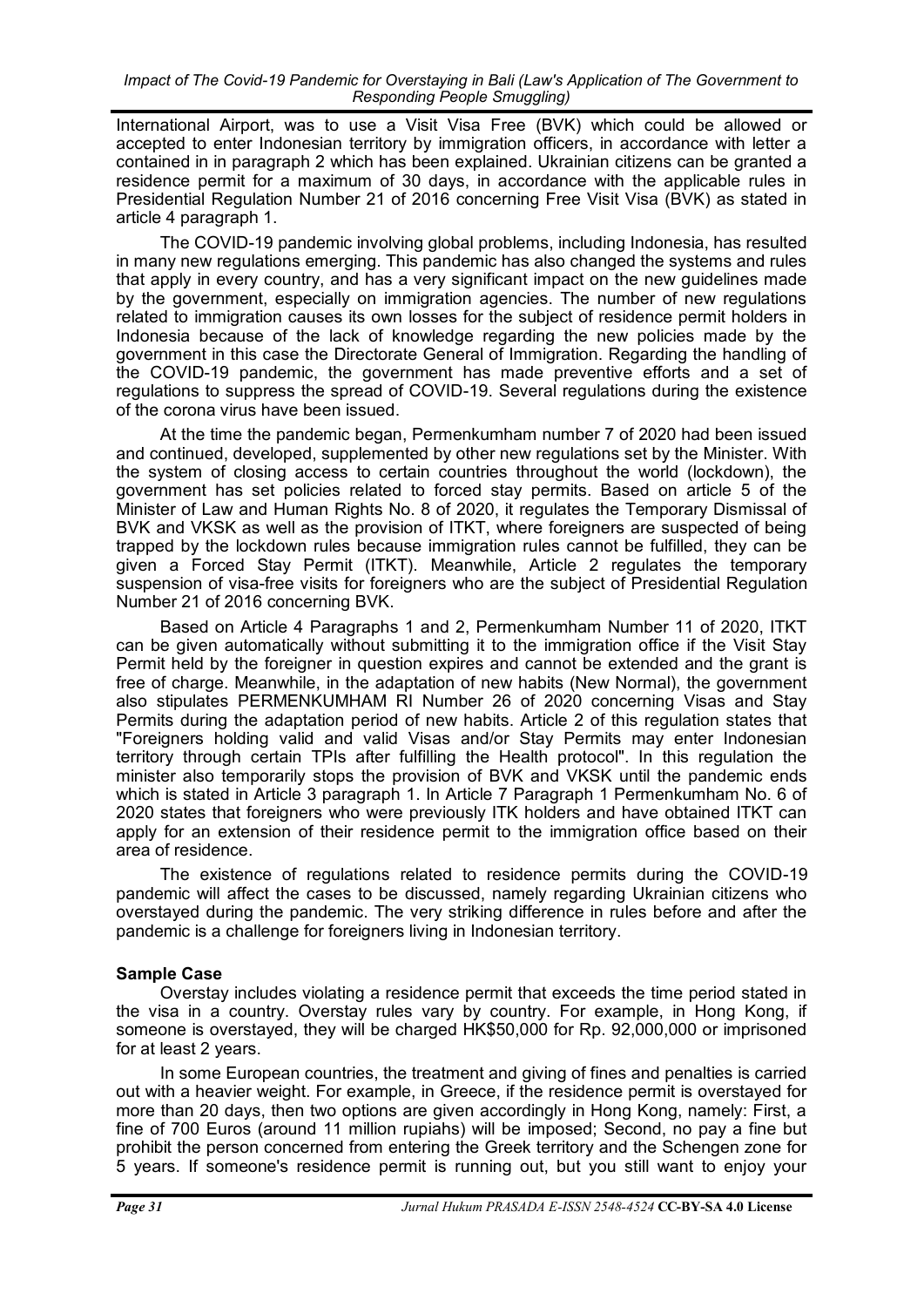International Airport, was to use a Visit Visa Free (BVK) which could be allowed or accepted to enter Indonesian territory by immigration officers, in accordance with letter a contained in in paragraph 2 which has been explained. Ukrainian citizens can be granted a residence permit for a maximum of 30 days, in accordance with the applicable rules in Presidential Regulation Number 21 of 2016 concerning Free Visit Visa (BVK) as stated in article 4 paragraph 1.

The COVID-19 pandemic involving global problems, including Indonesia, has resulted in many new regulations emerging. This pandemic has also changed the systems and rules that apply in every country, and has a very significant impact on the new guidelines made by the government, especially on immigration agencies. The number of new regulations related to immigration causes its own losses for the subject of residence permit holders in Indonesia because of the lack of knowledge regarding the new policies made by the government in this case the Directorate General of Immigration. Regarding the handling of the COVID-19 pandemic, the government has made preventive efforts and a set of regulations to suppress the spread of COVID-19. Several regulations during the existence of the corona virus have been issued.

At the time the pandemic began, Permenkumham number 7 of 2020 had been issued and continued, developed, supplemented by other new regulations set by the Minister. With the system of closing access to certain countries throughout the world (lockdown), the government has set policies related to forced stay permits. Based on article 5 of the Minister of Law and Human Rights No. 8 of 2020, it regulates the Temporary Dismissal of BVK and VKSK as well as the provision of ITKT, where foreigners are suspected of being trapped by the lockdown rules because immigration rules cannot be fulfilled, they can be given a Forced Stay Permit (ITKT). Meanwhile, Article 2 regulates the temporary suspension of visa-free visits for foreigners who are the subject of Presidential Regulation Number 21 of 2016 concerning BVK.

Based on Article 4 Paragraphs 1 and 2, Permenkumham Number 11 of 2020, ITKT can be given automatically without submitting it to the immigration office if the Visit Stay Permit held by the foreigner in question expires and cannot be extended and the grant is free of charge. Meanwhile, in the adaptation of new habits (New Normal), the government also stipulates PERMENKUMHAM RI Number 26 of 2020 concerning Visas and Stay Permits during the adaptation period of new habits. Article 2 of this regulation states that "Foreigners holding valid and valid Visas and/or Stay Permits may enter Indonesian territory through certain TPIs after fulfilling the Health protocol". In this regulation the minister also temporarily stops the provision of BVK and VKSK until the pandemic ends which is stated in Article 3 paragraph 1. In Article 7 Paragraph 1 Permenkumham No. 6 of 2020 states that foreigners who were previously ITK holders and have obtained ITKT can apply for an extension of their residence permit to the immigration office based on their area of residence.

The existence of regulations related to residence permits during the COVID-19 pandemic will affect the cases to be discussed, namely regarding Ukrainian citizens who overstayed during the pandemic. The very striking difference in rules before and after the pandemic is a challenge for foreigners living in Indonesian territory.

**Sample Case**

Overstay includes violating a residence permit that exceeds the time period stated in the visa in a country. Overstay rules vary by country. For example, in Hong Kong, if someone is overstayed, they will be charged HK$50,000 for Rp. 92,000,000 or imprisoned for at least 2 years.

In some European countries, the treatment and giving of fines and penalties is carried out with a heavier weight. For example, in Greece, if the residence permit is overstayed for more than 20 days, then two options are given accordingly in Hong Kong, namely: First, a fine of 700 Euros (around 11 million rupiahs) will be imposed; Second, no pay a fine but prohibit the person concerned from entering the Greek territory and the Schengen zone for 5 years. If someone's residence permit is running out, but you still want to enjoy your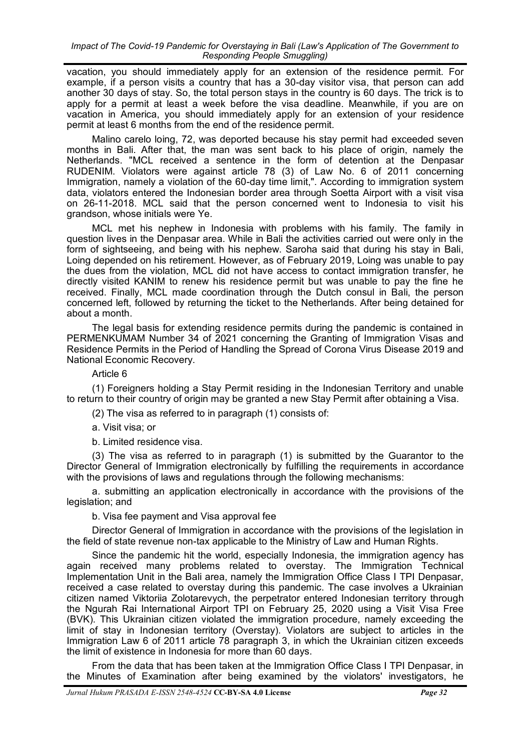vacation, you should immediately apply for an extension of the residence permit. For example, if a person visits a country that has a 30-day visitor visa, that person can add another 30 days of stay. So, the total person stays in the country is 60 days. The trick is to apply for a permit at least a week before the visa deadline. Meanwhile, if you are on vacation in America, you should immediately apply for an extension of your residence permit at least 6 months from the end of the residence permit.

Malino carelo loing, 72, was deported because his stay permit had exceeded seven months in Bali. After that, the man was sent back to his place of origin, namely the Netherlands. "MCL received a sentence in the form of detention at the Denpasar RUDENIM. Violators were against article 78 (3) of Law No. 6 of 2011 concerning Immigration, namely a violation of the 60-day time limit,". According to immigration system data, violators entered the Indonesian border area through Soetta Airport with a visit visa on 26-11-2018. MCL said that the person concerned went to Indonesia to visit his grandson, whose initials were Ye.

MCL met his nephew in Indonesia with problems with his family. The family in question lives in the Denpasar area. While in Bali the activities carried out were only in the form of sightseeing, and being with his nephew. Saroha said that during his stay in Bali, Loing depended on his retirement. However, as of February 2019, Loing was unable to pay the dues from the violation, MCL did not have access to contact immigration transfer, he directly visited KANIM to renew his residence permit but was unable to pay the fine he received. Finally, MCL made coordination through the Dutch consul in Bali, the person concerned left, followed by returning the ticket to the Netherlands. After being detained for about a month.

The legal basis for extending residence permits during the pandemic is contained in PERMENKUMAM Number 34 of 2021 concerning the Granting of Immigration Visas and Residence Permits in the Period of Handling the Spread of Corona Virus Disease 2019 and National Economic Recovery.

Article 6

(1) Foreigners holding a Stay Permit residing in the Indonesian Territory and unable to return to their country of origin may be granted a new Stay Permit after obtaining a Visa.

(2) The visa as referred to in paragraph (1) consists of:

a. Visit visa; or

b. Limited residence visa.

(3) The visa as referred to in paragraph (1) is submitted by the Guarantor to the Director General of Immigration electronically by fulfilling the requirements in accordance with the provisions of laws and regulations through the following mechanisms:

a. submitting an application electronically in accordance with the provisions of the legislation; and

b. Visa fee payment and Visa approval fee

Director General of Immigration in accordance with the provisions of the legislation in the field of state revenue non-tax applicable to the Ministry of Law and Human Rights.

Since the pandemic hit the world, especially Indonesia, the immigration agency has again received many problems related to overstay. The Immigration Technical Implementation Unit in the Bali area, namely the Immigration Office Class I TPI Denpasar, received a case related to overstay during this pandemic. The case involves a Ukrainian citizen named Viktoriia Zolotarevych, the perpetrator entered Indonesian territory through the Ngurah Rai International Airport TPI on February 25, 2020 using a Visit Visa Free (BVK). This Ukrainian citizen violated the immigration procedure, namely exceeding the limit of stay in Indonesian territory (Overstay). Violators are subject to articles in the Immigration Law 6 of 2011 article 78 paragraph 3, in which the Ukrainian citizen exceeds the limit of existence in Indonesia for more than 60 days.

From the data that has been taken at the Immigration Office Class I TPI Denpasar, in the Minutes of Examination after being examined by the violators' investigators, he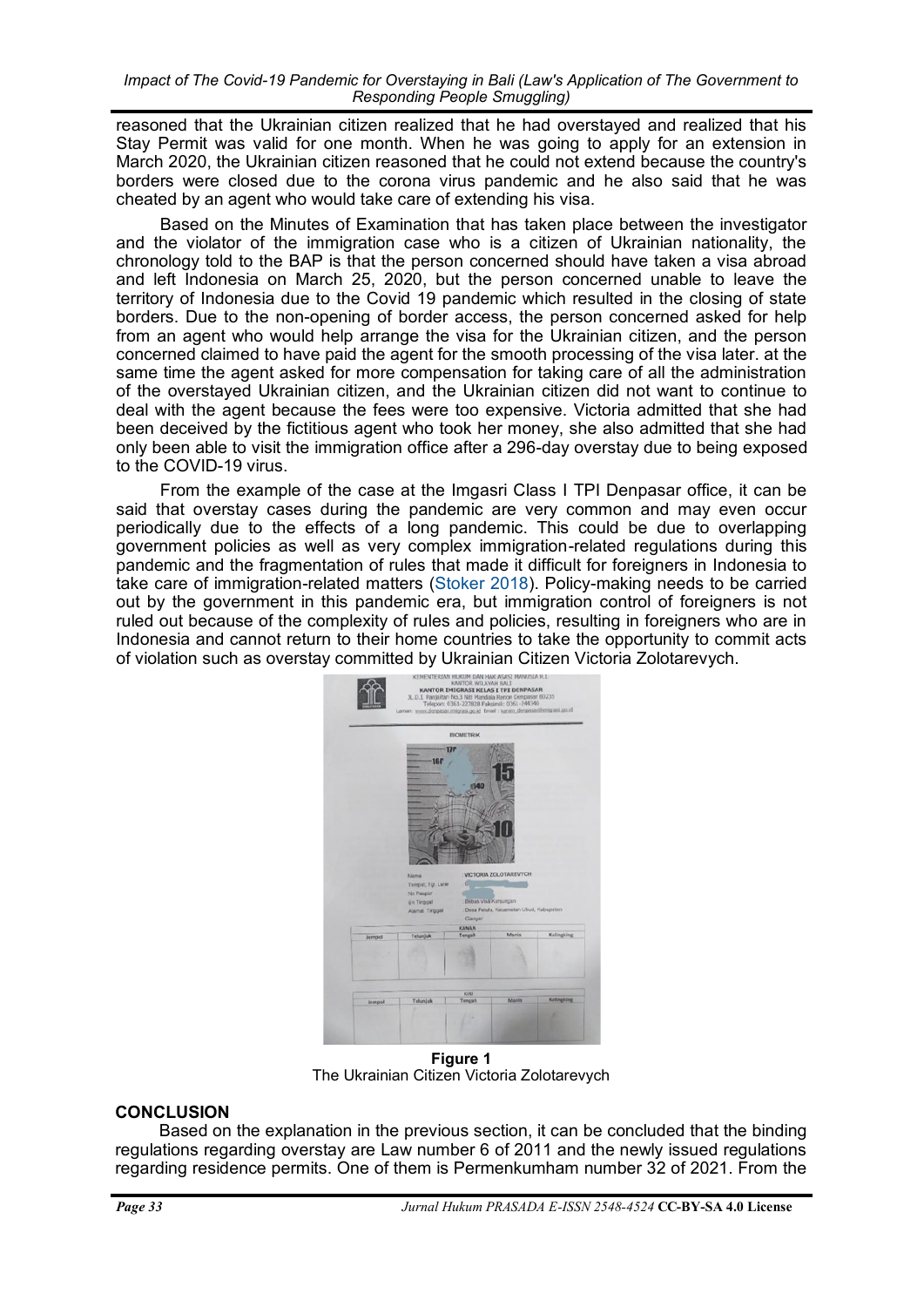reasoned that the Ukrainian citizen realized that he had overstayed and realized that his Stay Permit was valid for one month. When he was going to apply for an extension in March 2020, the Ukrainian citizen reasoned that he could not extend because the country's borders were closed due to the corona virus pandemic and he also said that he was cheated by an agent who would take care of extending his visa.

Based on the Minutes of Examination that has taken place between the investigator and the violator of the immigration case who is a citizen of Ukrainian nationality, the chronology told to the BAP is that the person concerned should have taken a visa abroad and left Indonesia on March 25, 2020, but the person concerned unable to leave the territory of Indonesia due to the Covid 19 pandemic which resulted in the closing of state borders. Due to the non-opening of border access, the person concerned asked for help from an agent who would help arrange the visa for the Ukrainian citizen, and the person concerned claimed to have paid the agent for the smooth processing of the visa later. at the same time the agent asked for more compensation for taking care of all the administration of the overstayed Ukrainian citizen, and the Ukrainian citizen did not want to continue to deal with the agent because the fees were too expensive. Victoria admitted that she had been deceived by the fictitious agent who took her money, she also admitted that she had only been able to visit the immigration office after a 296-day overstay due to being exposed to the COVID-19 virus.

From the example of the case at the Imgasri Class I TPI Denpasar office, it can be said that overstay cases during the pandemic are very common and may even occur periodically due to the effects of a long pandemic. This could be due to overlapping government policies as well as very complex immigration-related regulations during this pandemic and the fragmentation of rules that made it difficult for foreigners in Indonesia to take care of immigration-related matters (Stoker 2018). Policy-making needs to be carried out by the government in this pandemic era, but immigration control of foreigners is not ruled out because of the complexity of rules and policies, resulting in foreigners who are in Indonesia and cannot return to their home countries to take the opportunity to commit acts of violation such as overstay committed by Ukrainian Citizen Victoria Zolotarevych.

**Figure 1**
The Ukrainian Citizen Victoria Zolotarevych

## CONCLUSION

Based on the explanation in the previous section, it can be concluded that the binding regulations regarding overstay are Law number 6 of 2011 and the newly issued regulations regarding residence permits. One of them is Permenkumham number 32 of 2021. From the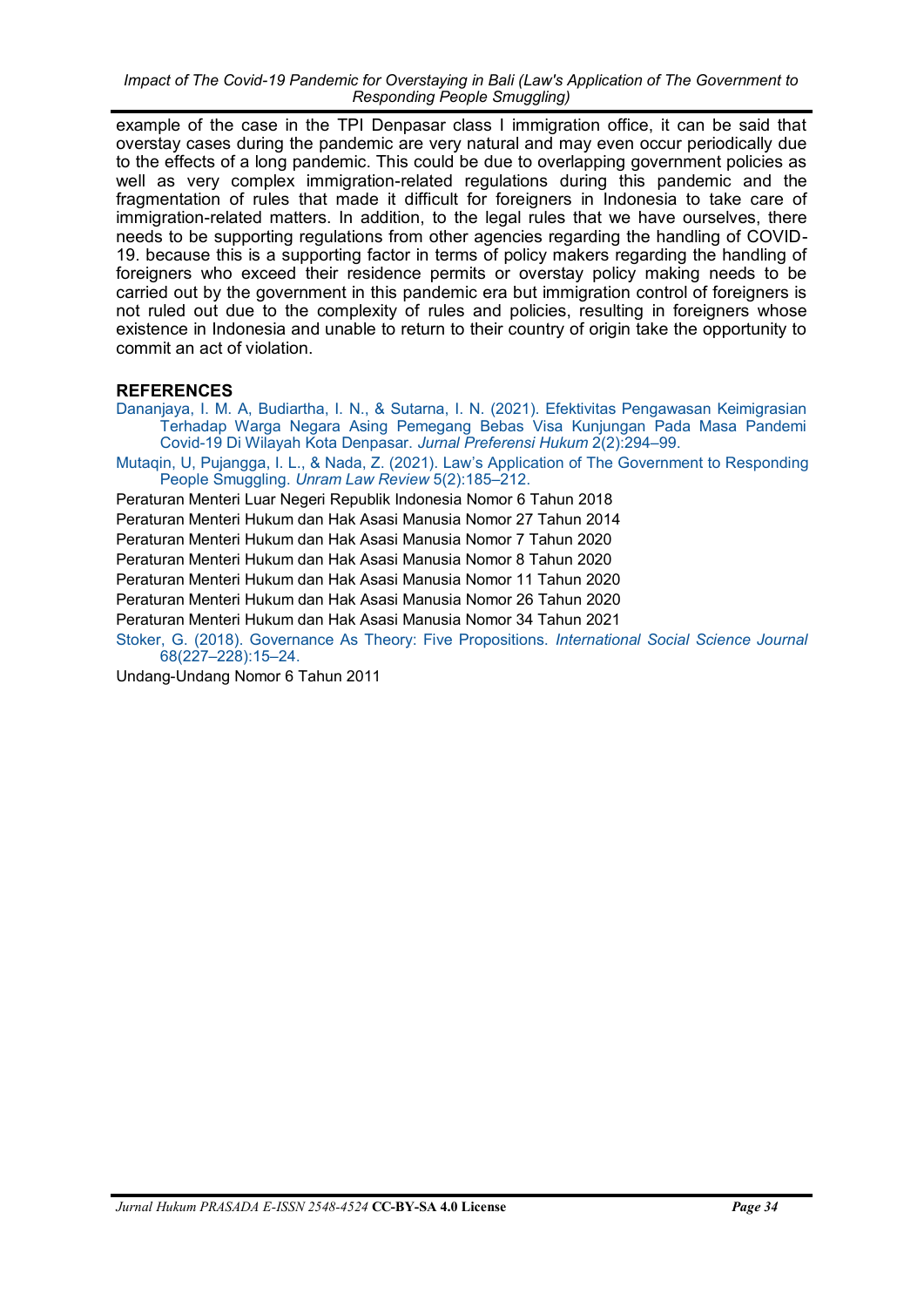example of the case in the TPI Denpasar class I immigration office, it can be said that overstay cases during the pandemic are very natural and may even occur periodically due to the effects of a long pandemic. This could be due to overlapping government policies as well as very complex immigration-related regulations during this pandemic and the fragmentation of rules that made it difficult for foreigners in Indonesia to take care of immigration-related matters. In addition, to the legal rules that we have ourselves, there needs to be supporting regulations from other agencies regarding the handling of COVID-19. because this is a supporting factor in terms of policy makers regarding the handling of foreigners who exceed their residence permits or overstay policy making needs to be carried out by the government in this pandemic era but immigration control of foreigners is not ruled out due to the complexity of rules and policies, resulting in foreigners whose existence in Indonesia and unable to return to their country of origin take the opportunity to commit an act of violation.

## REFERENCES

Dananjaya, I. M. A, Budiartha, I. N., & Sutarna, I. N. (2021). Efektivitas Pengawasan Keimigrasian Terhadap Warga Negara Asing Pemegang Bebas Visa Kunjungan Pada Masa Pandemi Covid-19 Di Wilayah Kota Denpasar. *Jurnal Preferensi Hukum* 2(2):294–99.

Mutaqin, U, Pujangga, I. L., & Nada, Z. (2021). Law's Application of The Government to Responding People Smuggling. *Unram Law Review* 5(2):185–212.

Peraturan Menteri Luar Negeri Republik Indonesia Nomor 6 Tahun 2018

Peraturan Menteri Hukum dan Hak Asasi Manusia Nomor 27 Tahun 2014

Peraturan Menteri Hukum dan Hak Asasi Manusia Nomor 7 Tahun 2020

Peraturan Menteri Hukum dan Hak Asasi Manusia Nomor 8 Tahun 2020

Peraturan Menteri Hukum dan Hak Asasi Manusia Nomor 11 Tahun 2020

Peraturan Menteri Hukum dan Hak Asasi Manusia Nomor 26 Tahun 2020

Peraturan Menteri Hukum dan Hak Asasi Manusia Nomor 34 Tahun 2021

Stoker, G. (2018). Governance As Theory: Five Propositions. *International Social Science Journal* 68(227–228):15–24.

Undang-Undang Nomor 6 Tahun 2011